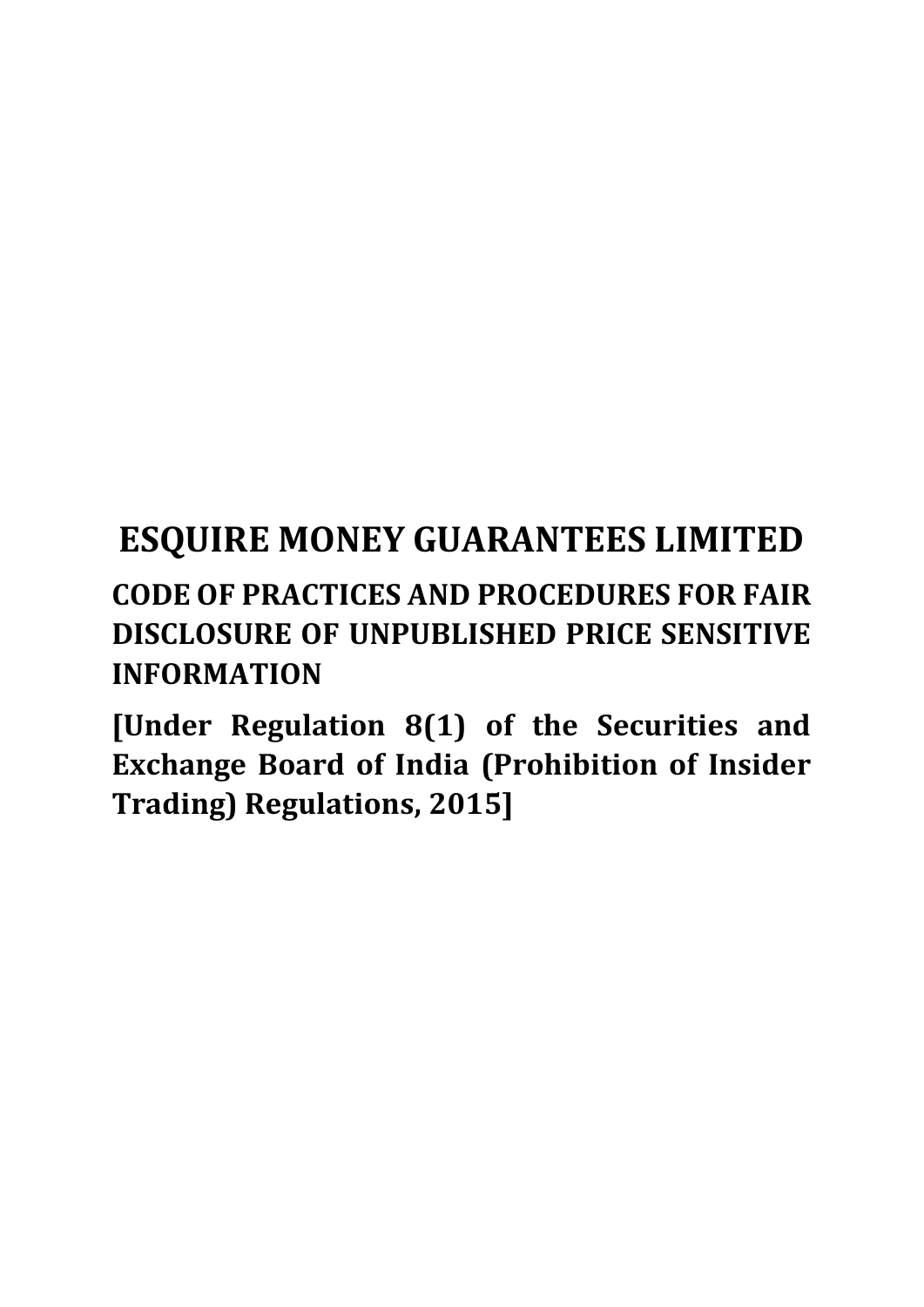# ESQUIRE MONEY GUARANTEES LIMITED

## CODE OF PRACTICES AND PROCEDURES FOR FAIR DISCLOSURE OF UNPUBLISHED PRICE SENSITIVE INFORMATION

**[Under Regulation 8(1) of the Securities and Exchange Board of India (Prohibition of Insider Trading) Regulations, 2015]**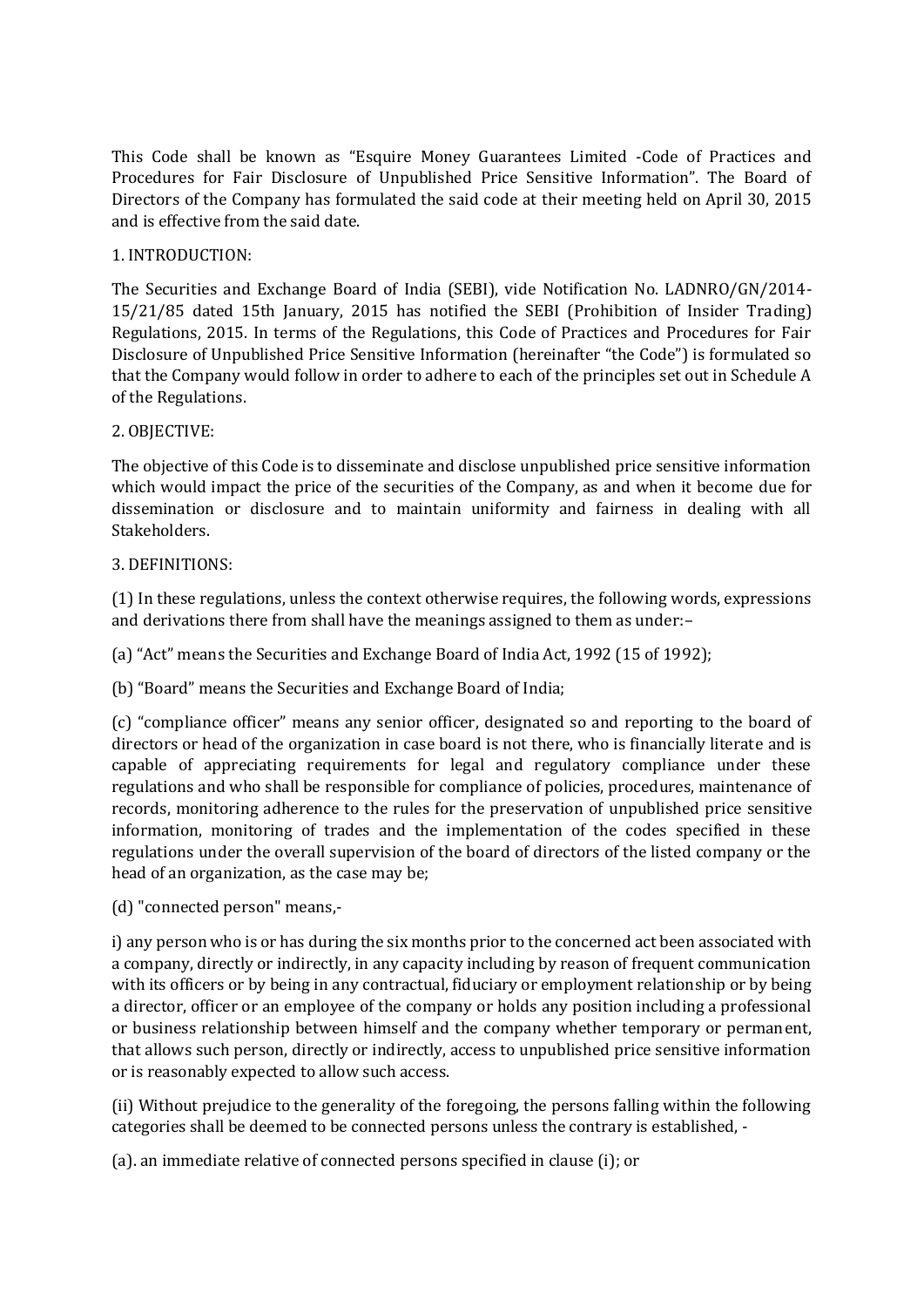This Code shall be known as "Esquire Money Guarantees Limited -Code of Practices and Procedures for Fair Disclosure of Unpublished Price Sensitive Information". The Board of Directors of the Company has formulated the said code at their meeting held on April 30, 2015 and is effective from the said date.

1. INTRODUCTION:

The Securities and Exchange Board of India (SEBI), vide Notification No. LADNRO/GN/2014-15/21/85 dated 15th January, 2015 has notified the SEBI (Prohibition of Insider Trading) Regulations, 2015. In terms of the Regulations, this Code of Practices and Procedures for Fair Disclosure of Unpublished Price Sensitive Information (hereinafter "the Code") is formulated so that the Company would follow in order to adhere to each of the principles set out in Schedule A of the Regulations.

2. OBJECTIVE:

The objective of this Code is to disseminate and disclose unpublished price sensitive information which would impact the price of the securities of the Company, as and when it become due for dissemination or disclosure and to maintain uniformity and fairness in dealing with all Stakeholders.

3. DEFINITIONS:

(1) In these regulations, unless the context otherwise requires, the following words, expressions and derivations there from shall have the meanings assigned to them as under:–

(a) "Act" means the Securities and Exchange Board of India Act, 1992 (15 of 1992);

(b) "Board" means the Securities and Exchange Board of India;

(c) "compliance officer" means any senior officer, designated so and reporting to the board of directors or head of the organization in case board is not there, who is financially literate and is capable of appreciating requirements for legal and regulatory compliance under these regulations and who shall be responsible for compliance of policies, procedures, maintenance of records, monitoring adherence to the rules for the preservation of unpublished price sensitive information, monitoring of trades and the implementation of the codes specified in these regulations under the overall supervision of the board of directors of the listed company or the head of an organization, as the case may be;

(d) "connected person" means,-

i) any person who is or has during the six months prior to the concerned act been associated with a company, directly or indirectly, in any capacity including by reason of frequent communication with its officers or by being in any contractual, fiduciary or employment relationship or by being a director, officer or an employee of the company or holds any position including a professional or business relationship between himself and the company whether temporary or permanent, that allows such person, directly or indirectly, access to unpublished price sensitive information or is reasonably expected to allow such access.

(ii) Without prejudice to the generality of the foregoing, the persons falling within the following categories shall be deemed to be connected persons unless the contrary is established, -

(a). an immediate relative of connected persons specified in clause (i); or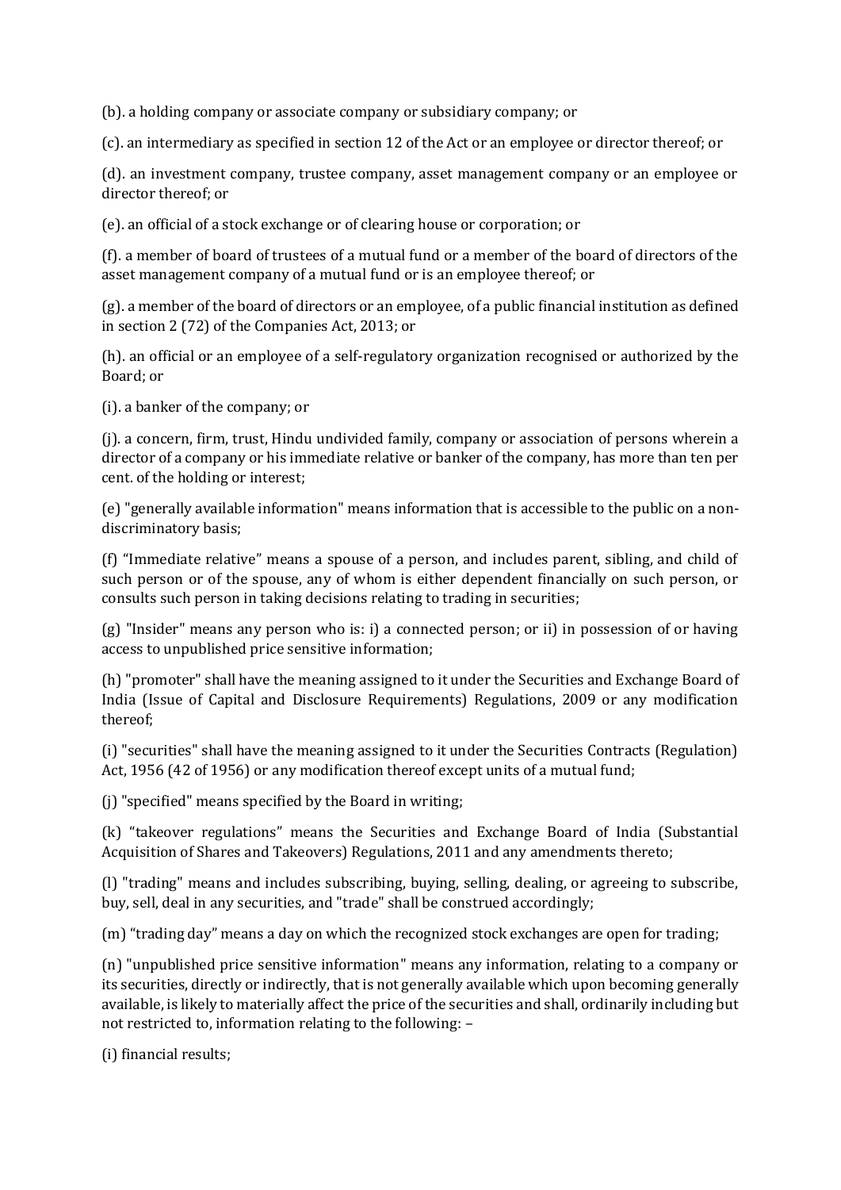(b). a holding company or associate company or subsidiary company; or

(c). an intermediary as specified in section 12 of the Act or an employee or director thereof; or

(d). an investment company, trustee company, asset management company or an employee or director thereof; or

(e). an official of a stock exchange or of clearing house or corporation; or

(f). a member of board of trustees of a mutual fund or a member of the board of directors of the asset management company of a mutual fund or is an employee thereof; or

(g). a member of the board of directors or an employee, of a public financial institution as defined in section 2 (72) of the Companies Act, 2013; or

(h). an official or an employee of a self-regulatory organization recognised or authorized by the Board; or

(i). a banker of the company; or

(j). a concern, firm, trust, Hindu undivided family, company or association of persons wherein a director of a company or his immediate relative or banker of the company, has more than ten per cent. of the holding or interest;

(e) "generally available information" means information that is accessible to the public on a non-discriminatory basis;

(f) "Immediate relative" means a spouse of a person, and includes parent, sibling, and child of such person or of the spouse, any of whom is either dependent financially on such person, or consults such person in taking decisions relating to trading in securities;

(g) "Insider" means any person who is: i) a connected person; or ii) in possession of or having access to unpublished price sensitive information;

(h) "promoter" shall have the meaning assigned to it under the Securities and Exchange Board of India (Issue of Capital and Disclosure Requirements) Regulations, 2009 or any modification thereof;

(i) "securities" shall have the meaning assigned to it under the Securities Contracts (Regulation) Act, 1956 (42 of 1956) or any modification thereof except units of a mutual fund;

(j) "specified" means specified by the Board in writing;

(k) "takeover regulations" means the Securities and Exchange Board of India (Substantial Acquisition of Shares and Takeovers) Regulations, 2011 and any amendments thereto;

(l) "trading" means and includes subscribing, buying, selling, dealing, or agreeing to subscribe, buy, sell, deal in any securities, and "trade" shall be construed accordingly;

(m) "trading day" means a day on which the recognized stock exchanges are open for trading;

(n) "unpublished price sensitive information" means any information, relating to a company or its securities, directly or indirectly, that is not generally available which upon becoming generally available, is likely to materially affect the price of the securities and shall, ordinarily including but not restricted to, information relating to the following: –

(i) financial results;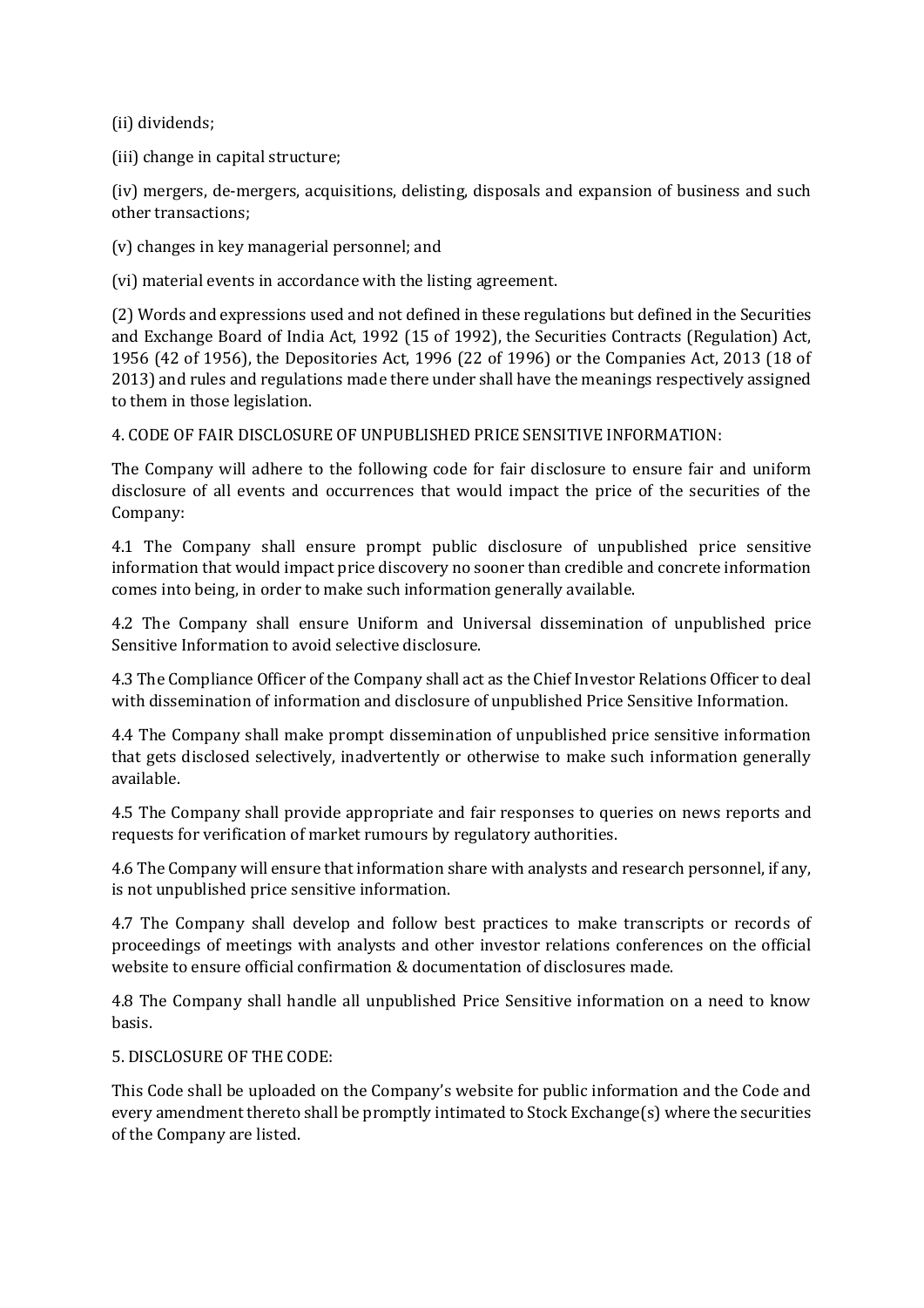(ii) dividends;

(iii) change in capital structure;

(iv) mergers, de-mergers, acquisitions, delisting, disposals and expansion of business and such other transactions;

(v) changes in key managerial personnel; and

(vi) material events in accordance with the listing agreement.

(2) Words and expressions used and not defined in these regulations but defined in the Securities and Exchange Board of India Act, 1992 (15 of 1992), the Securities Contracts (Regulation) Act, 1956 (42 of 1956), the Depositories Act, 1996 (22 of 1996) or the Companies Act, 2013 (18 of 2013) and rules and regulations made there under shall have the meanings respectively assigned to them in those legislation.

4. CODE OF FAIR DISCLOSURE OF UNPUBLISHED PRICE SENSITIVE INFORMATION:

The Company will adhere to the following code for fair disclosure to ensure fair and uniform disclosure of all events and occurrences that would impact the price of the securities of the Company:

4.1 The Company shall ensure prompt public disclosure of unpublished price sensitive information that would impact price discovery no sooner than credible and concrete information comes into being, in order to make such information generally available.

4.2 The Company shall ensure Uniform and Universal dissemination of unpublished price Sensitive Information to avoid selective disclosure.

4.3 The Compliance Officer of the Company shall act as the Chief Investor Relations Officer to deal with dissemination of information and disclosure of unpublished Price Sensitive Information.

4.4 The Company shall make prompt dissemination of unpublished price sensitive information that gets disclosed selectively, inadvertently or otherwise to make such information generally available.

4.5 The Company shall provide appropriate and fair responses to queries on news reports and requests for verification of market rumours by regulatory authorities.

4.6 The Company will ensure that information share with analysts and research personnel, if any, is not unpublished price sensitive information.

4.7 The Company shall develop and follow best practices to make transcripts or records of proceedings of meetings with analysts and other investor relations conferences on the official website to ensure official confirmation & documentation of disclosures made.

4.8 The Company shall handle all unpublished Price Sensitive information on a need to know basis.

5. DISCLOSURE OF THE CODE:

This Code shall be uploaded on the Company's website for public information and the Code and every amendment thereto shall be promptly intimated to Stock Exchange(s) where the securities of the Company are listed.